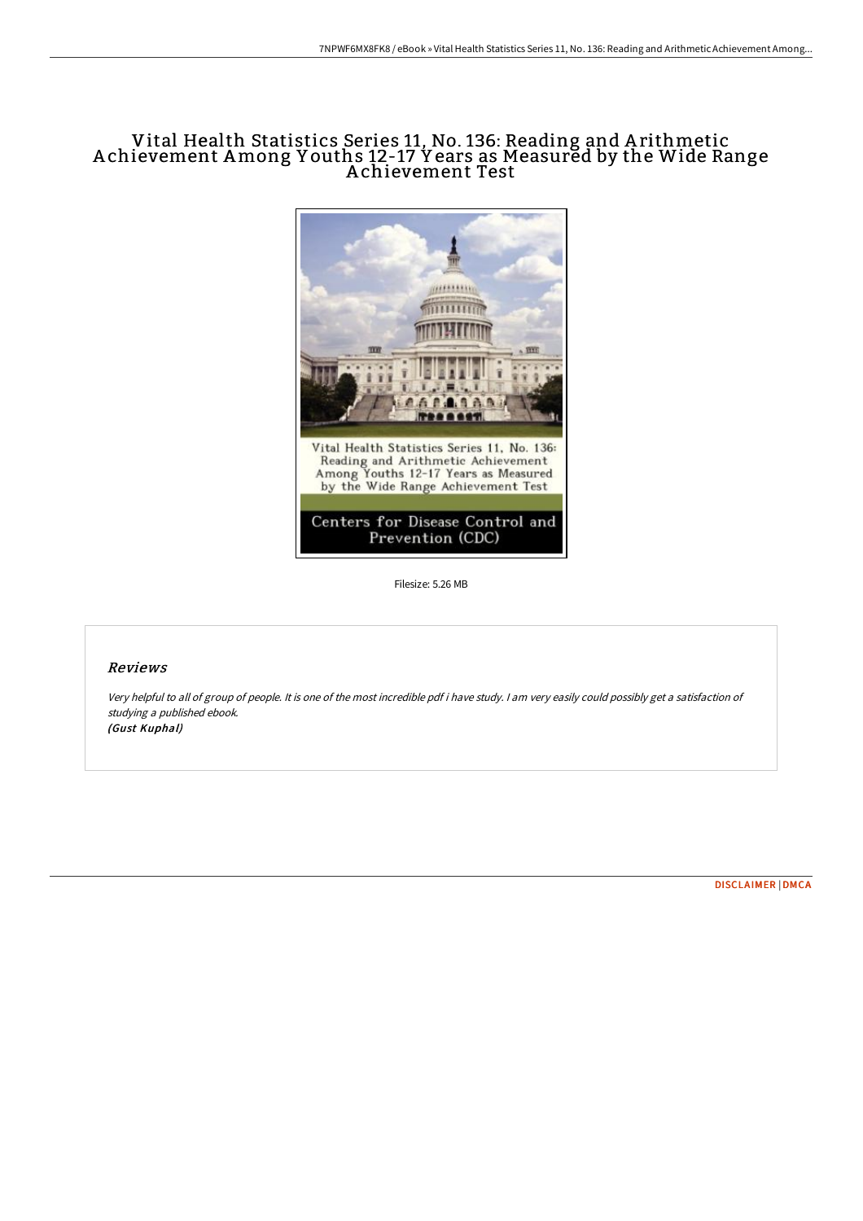# Vital Health Statistics Series 11, No. 136: Reading and Arithmetic Achievement Among Youths 12-17 Years as Measured by the Wide Range Achievement Test

Vital Health Statistics Series 11, No. 136: Reading and Arithmetic Achievement Among Youths 12-17 Years as Measured by the Wide Range Achievement Test

Centers for Disease Control and Prevention (CDC)

Filesize: 5.26 MB

## *Reviews*

*Very helpful to all of group of people. It is one of the most incredible pdf i have study. I am very easily could possibly get a satisfaction of studying a published ebook.*
***(Gust Kuphal)***

DISCLAIMER | DMCA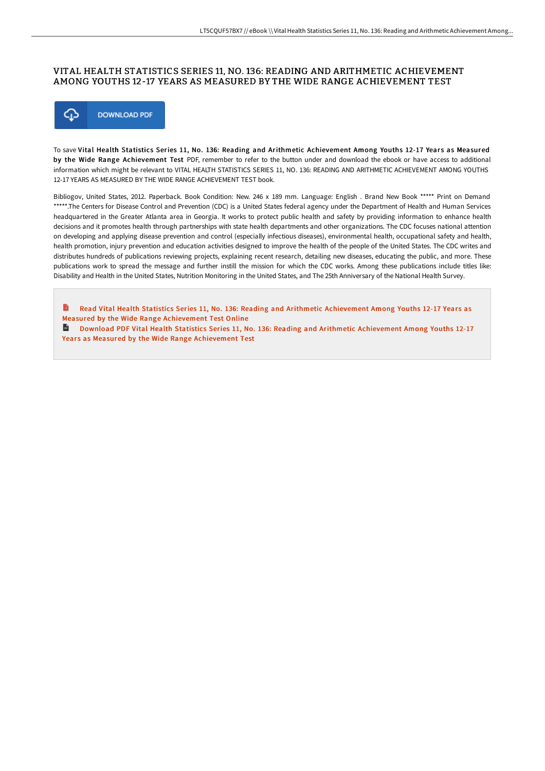# VITAL HEALTH STATISTICS SERIES 11, NO. 136: READING AND ARITHMETIC ACHIEVEMENT AMONG YOUTHS 12-17 YEARS AS MEASURED BY THE WIDE RANGE ACHIEVEMENT TEST

DOWNLOAD PDF

To save **Vital Health Statistics Series 11, No. 136: Reading and Arithmetic Achievement Among Youths 12-17 Years as Measured by the Wide Range Achievement Test** PDF, remember to refer to the button under and download the ebook or have access to additional information which might be relevant to VITAL HEALTH STATISTICS SERIES 11, NO. 136: READING AND ARITHMETIC ACHIEVEMENT AMONG YOUTHS 12-17 YEARS AS MEASURED BY THE WIDE RANGE ACHIEVEMENT TEST book.

Bibliogov, United States, 2012. Paperback. Book Condition: New. 246 x 189 mm. Language: English . Brand New Book ***** Print on Demand *****.The Centers for Disease Control and Prevention (CDC) is a United States federal agency under the Department of Health and Human Services headquartered in the Greater Atlanta area in Georgia. It works to protect public health and safety by providing information to enhance health decisions and it promotes health through partnerships with state health departments and other organizations. The CDC focuses national attention on developing and applying disease prevention and control (especially infectious diseases), environmental health, occupational safety and health, health promotion, injury prevention and education activities designed to improve the health of the people of the United States. The CDC writes and distributes hundreds of publications reviewing projects, explaining recent research, detailing new diseases, educating the public, and more. These publications work to spread the message and further instill the mission for which the CDC works. Among these publications include titles like: Disability and Health in the United States, Nutrition Monitoring in the United States, and The 25th Anniversary of the National Health Survey.

Read Vital Health Statistics Series 11, No. 136: Reading and Arithmetic Achievement Among Youths 12-17 Years as Measured by the Wide Range Achievement Test Online

Download PDF Vital Health Statistics Series 11, No. 136: Reading and Arithmetic Achievement Among Youths 12-17 Years as Measured by the Wide Range Achievement Test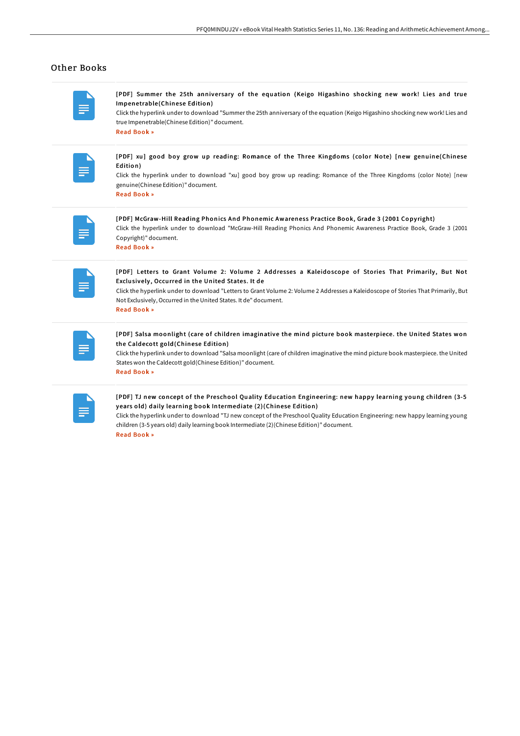## Other Books

[PDF] Summer the 25th anniversary of the equation (Keigo Higashino shocking new work! Lies and true Impenetrable(Chinese Edition)

Click the hyperlink under to download "Summer the 25th anniversary of the equation (Keigo Higashino shocking new work! Lies and true Impenetrable(Chinese Edition)" document.

Read Book »

[PDF] xu] good boy grow up reading: Romance of the Three Kingdoms (color Note) [new genuine(Chinese Edition)

Click the hyperlink under to download "xu] good boy grow up reading: Romance of the Three Kingdoms (color Note) [new genuine(Chinese Edition)" document.

Read Book »

[PDF] McGraw-Hill Reading Phonics And Phonemic Awareness Practice Book, Grade 3 (2001 Copyright)

Click the hyperlink under to download "McGraw-Hill Reading Phonics And Phonemic Awareness Practice Book, Grade 3 (2001 Copyright)" document.

Read Book »

[PDF] Letters to Grant Volume 2: Volume 2 Addresses a Kaleidoscope of Stories That Primarily, But Not Exclusively, Occurred in the United States. It de

Click the hyperlink under to download "Letters to Grant Volume 2: Volume 2 Addresses a Kaleidoscope of Stories That Primarily, But Not Exclusively, Occurred in the United States. It de" document.

Read Book »

[PDF] Salsa moonlight (care of children imaginative the mind picture book masterpiece. the United States won the Caldecott gold(Chinese Edition)

Click the hyperlink under to download "Salsa moonlight (care of children imaginative the mind picture book masterpiece. the United States won the Caldecott gold(Chinese Edition)" document.

Read Book »

[PDF] TJ new concept of the Preschool Quality Education Engineering: new happy learning young children (3-5 years old) daily learning book Intermediate (2)(Chinese Edition)

Click the hyperlink under to download "TJ new concept of the Preschool Quality Education Engineering: new happy learning young children (3-5 years old) daily learning book Intermediate (2)(Chinese Edition)" document.

Read Book »